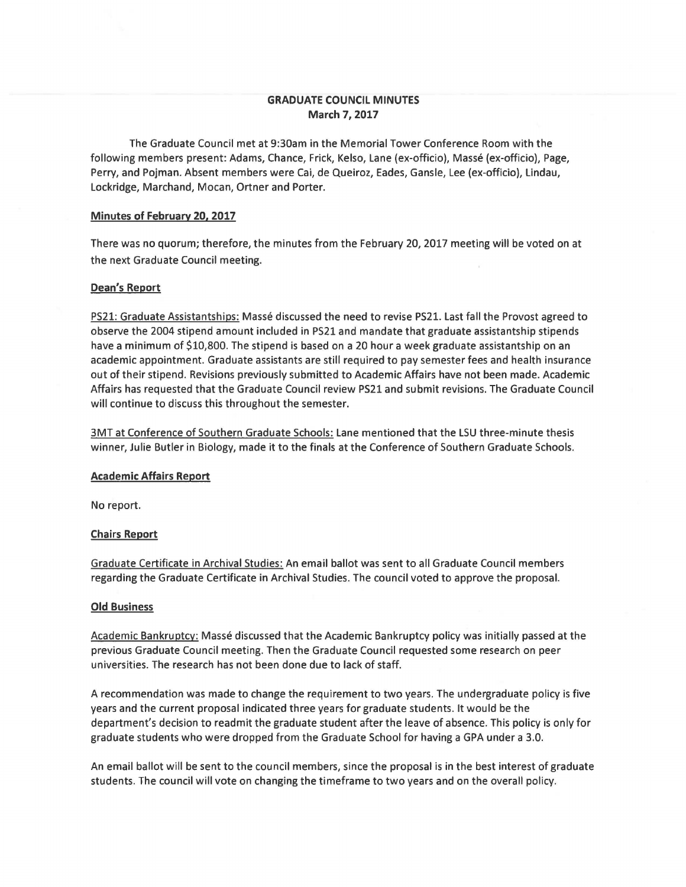# GRADUATE COUNCIL MINUTES
## March 7, 2017

The Graduate Council met at 9:30am in the Memorial Tower Conference Room with the following members present: Adams, Chance, Frick, Kelso, Lane (ex-officio), Massé (ex-officio), Page, Perry, and Pojman. Absent members were Cai, de Queiroz, Eades, Gansle, Lee (ex-officio), Lindau, Lockridge, Marchand, Mocan, Ortner and Porter.

### Minutes of February 20, 2017

There was no quorum; therefore, the minutes from the February 20, 2017 meeting will be voted on at the next Graduate Council meeting.

### Dean's Report

PS21: Graduate Assistantships: Massé discussed the need to revise PS21. Last fall the Provost agreed to observe the 2004 stipend amount included in PS21 and mandate that graduate assistantship stipends have a minimum of $10,800. The stipend is based on a 20 hour a week graduate assistantship on an academic appointment. Graduate assistants are still required to pay semester fees and health insurance out of their stipend. Revisions previously submitted to Academic Affairs have not been made. Academic Affairs has requested that the Graduate Council review PS21 and submit revisions. The Graduate Council will continue to discuss this throughout the semester.

3MT at Conference of Southern Graduate Schools: Lane mentioned that the LSU three-minute thesis winner, Julie Butler in Biology, made it to the finals at the Conference of Southern Graduate Schools.

### Academic Affairs Report

No report.

### Chairs Report

Graduate Certificate in Archival Studies: An email ballot was sent to all Graduate Council members regarding the Graduate Certificate in Archival Studies. The council voted to approve the proposal.

### Old Business

Academic Bankruptcy: Massé discussed that the Academic Bankruptcy policy was initially passed at the previous Graduate Council meeting. Then the Graduate Council requested some research on peer universities. The research has not been done due to lack of staff.

A recommendation was made to change the requirement to two years. The undergraduate policy is five years and the current proposal indicated three years for graduate students. It would be the department's decision to readmit the graduate student after the leave of absence. This policy is only for graduate students who were dropped from the Graduate School for having a GPA under a 3.0.

An email ballot will be sent to the council members, since the proposal is in the best interest of graduate students. The council will vote on changing the timeframe to two years and on the overall policy.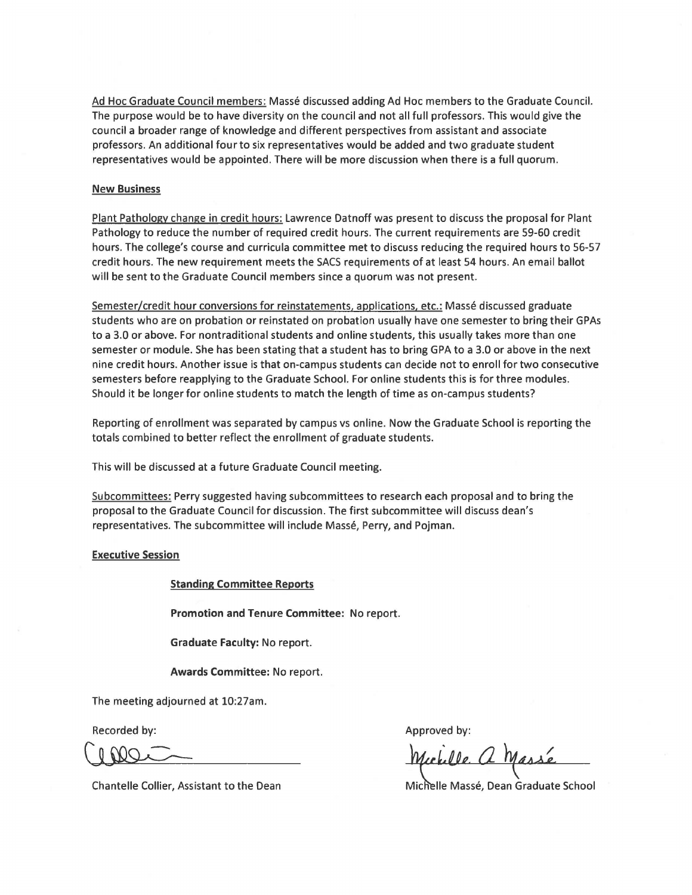Ad Hoc Graduate Council members: Massé discussed adding Ad Hoc members to the Graduate Council. The purpose would be to have diversity on the council and not all full professors. This would give the council a broader range of knowledge and different perspectives from assistant and associate professors. An additional four to six representatives would be added and two graduate student representatives would be appointed. There will be more discussion when there is a full quorum.

**New Business**

Plant Pathology change in credit hours: Lawrence Datnoff was present to discuss the proposal for Plant Pathology to reduce the number of required credit hours. The current requirements are 59-60 credit hours. The college's course and curricula committee met to discuss reducing the required hours to 56-57 credit hours. The new requirement meets the SACS requirements of at least 54 hours. An email ballot will be sent to the Graduate Council members since a quorum was not present.

Semester/credit hour conversions for reinstatements, applications, etc.: Massé discussed graduate students who are on probation or reinstated on probation usually have one semester to bring their GPAs to a 3.0 or above. For nontraditional students and online students, this usually takes more than one semester or module. She has been stating that a student has to bring GPA to a 3.0 or above in the next nine credit hours. Another issue is that on-campus students can decide not to enroll for two consecutive semesters before reapplying to the Graduate School. For online students this is for three modules. Should it be longer for online students to match the length of time as on-campus students?

Reporting of enrollment was separated by campus vs online. Now the Graduate School is reporting the totals combined to better reflect the enrollment of graduate students.

This will be discussed at a future Graduate Council meeting.

Subcommittees: Perry suggested having subcommittees to research each proposal and to bring the proposal to the Graduate Council for discussion. The first subcommittee will discuss dean's representatives. The subcommittee will include Massé, Perry, and Pojman.

**Executive Session**

**Standing Committee Reports**

**Promotion and Tenure Committee:** No report.

**Graduate Faculty:** No report.

**Awards Committee:** No report.

The meeting adjourned at 10:27am.

Recorded by:

Chantelle Collier, Assistant to the Dean

Approved by:

Michelle Massé, Dean Graduate School